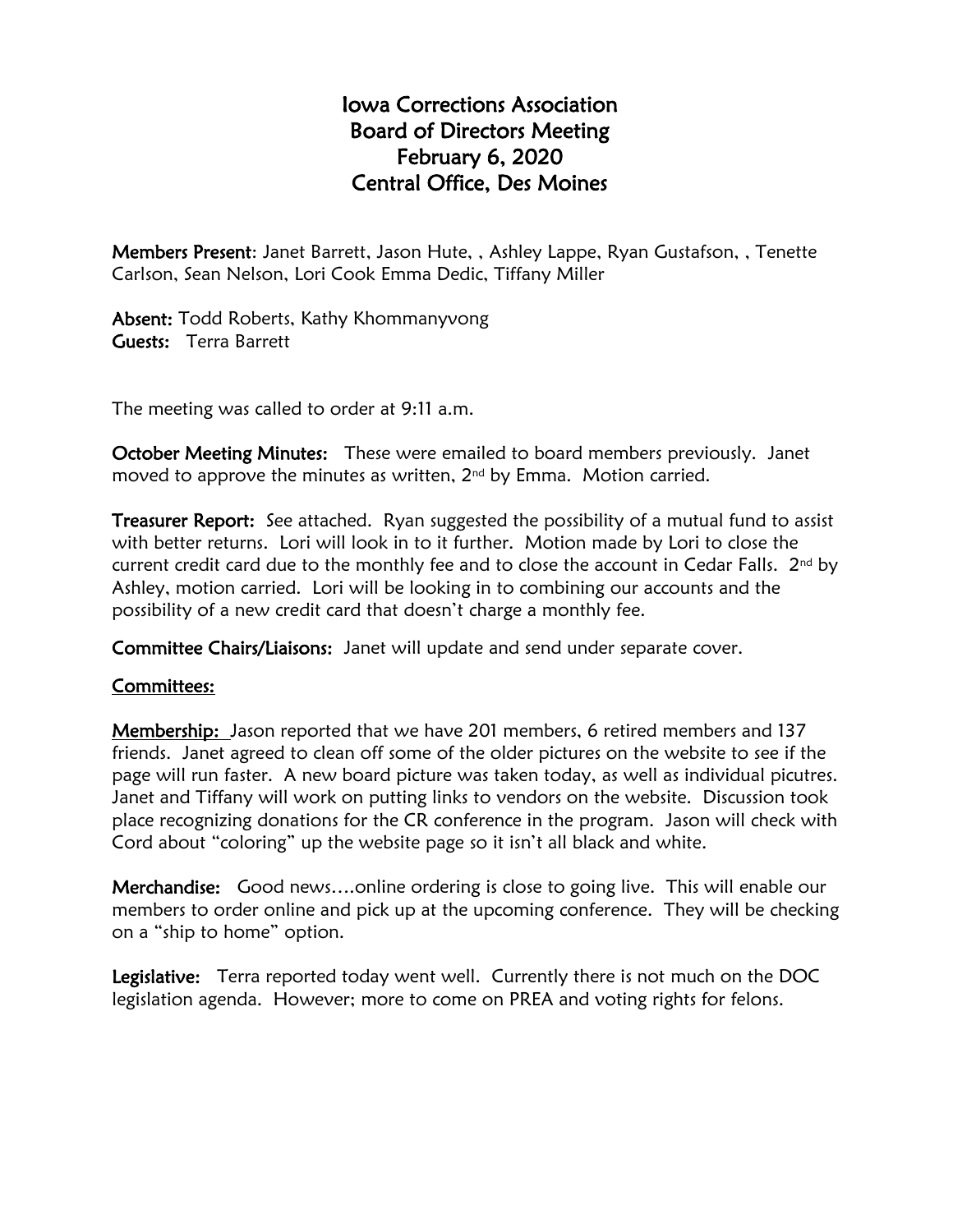# Iowa Corrections Association
# Board of Directors Meeting
# February 6, 2020
# Central Office, Des Moines

**Members Present**: Janet Barrett, Jason Hute, , Ashley Lappe, Ryan Gustafson, , Tenette Carlson, Sean Nelson, Lori Cook Emma Dedic, Tiffany Miller

**Absent:** Todd Roberts, Kathy Khommanyvong
**Guests:** Terra Barrett

The meeting was called to order at 9:11 a.m.

**October Meeting Minutes:** These were emailed to board members previously. Janet moved to approve the minutes as written, 2nd by Emma. Motion carried.

**Treasurer Report:** See attached. Ryan suggested the possibility of a mutual fund to assist with better returns. Lori will look in to it further. Motion made by Lori to close the current credit card due to the monthly fee and to close the account in Cedar Falls. 2nd by Ashley, motion carried. Lori will be looking in to combining our accounts and the possibility of a new credit card that doesn't charge a monthly fee.

**Committee Chairs/Liaisons:** Janet will update and send under separate cover.

**Committees:**

**Membership:** Jason reported that we have 201 members, 6 retired members and 137 friends. Janet agreed to clean off some of the older pictures on the website to see if the page will run faster. A new board picture was taken today, as well as individual picutres. Janet and Tiffany will work on putting links to vendors on the website. Discussion took place recognizing donations for the CR conference in the program. Jason will check with Cord about "coloring" up the website page so it isn't all black and white.

**Merchandise:** Good news….online ordering is close to going live. This will enable our members to order online and pick up at the upcoming conference. They will be checking on a "ship to home" option.

**Legislative:** Terra reported today went well. Currently there is not much on the DOC legislation agenda. However; more to come on PREA and voting rights for felons.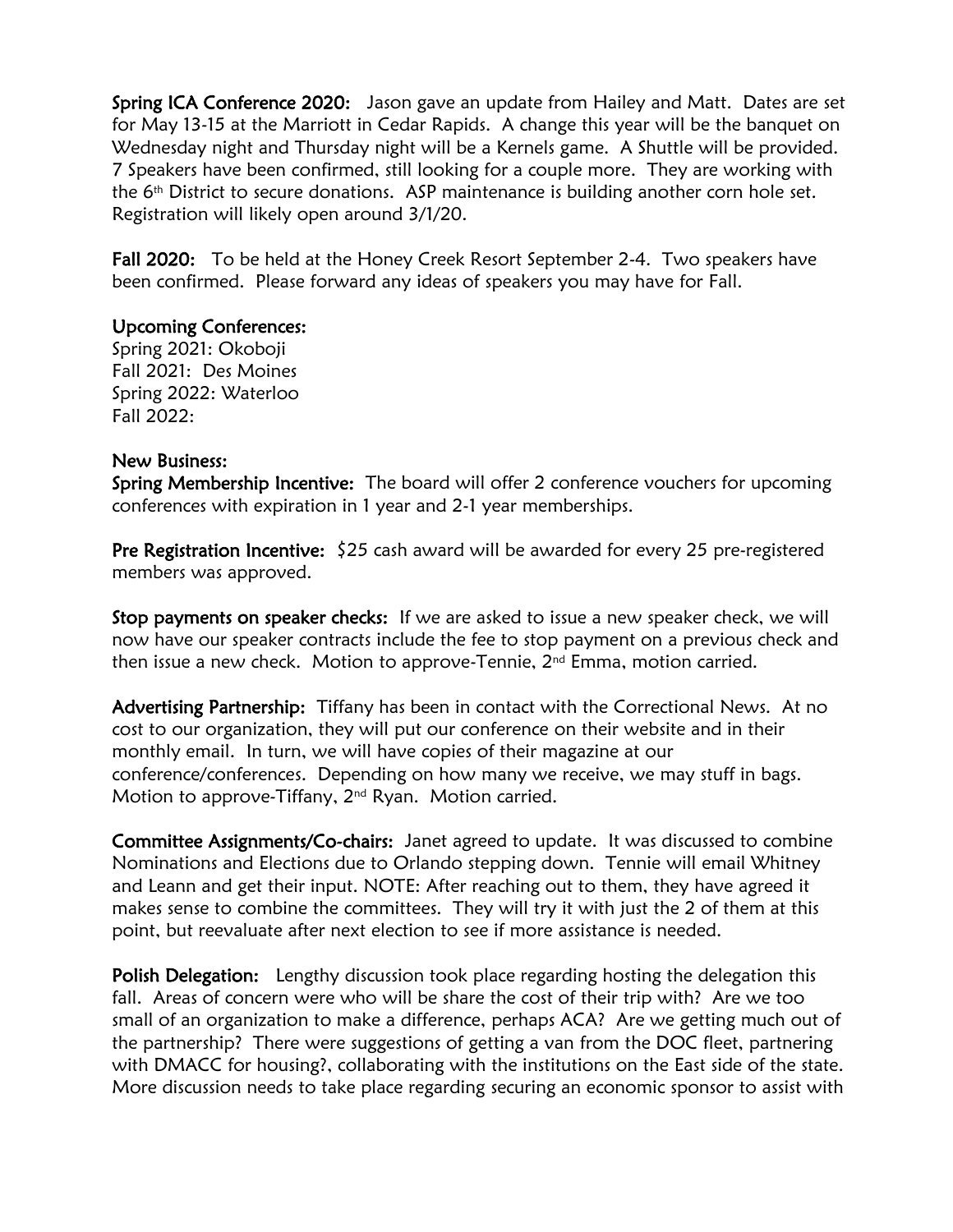**Spring ICA Conference 2020:** Jason gave an update from Hailey and Matt. Dates are set for May 13-15 at the Marriott in Cedar Rapids. A change this year will be the banquet on Wednesday night and Thursday night will be a Kernels game. A Shuttle will be provided. 7 Speakers have been confirmed, still looking for a couple more. They are working with the 6th District to secure donations. ASP maintenance is building another corn hole set. Registration will likely open around 3/1/20.

**Fall 2020:** To be held at the Honey Creek Resort September 2-4. Two speakers have been confirmed. Please forward any ideas of speakers you may have for Fall.

**Upcoming Conferences:**
Spring 2021: Okoboji
Fall 2021: Des Moines
Spring 2022: Waterloo
Fall 2022:

**New Business:**
**Spring Membership Incentive:** The board will offer 2 conference vouchers for upcoming conferences with expiration in 1 year and 2-1 year memberships.

**Pre Registration Incentive:** $25 cash award will be awarded for every 25 pre-registered members was approved.

**Stop payments on speaker checks:** If we are asked to issue a new speaker check, we will now have our speaker contracts include the fee to stop payment on a previous check and then issue a new check. Motion to approve-Tennie, 2nd Emma, motion carried.

**Advertising Partnership:** Tiffany has been in contact with the Correctional News. At no cost to our organization, they will put our conference on their website and in their monthly email. In turn, we will have copies of their magazine at our conference/conferences. Depending on how many we receive, we may stuff in bags. Motion to approve-Tiffany, 2nd Ryan. Motion carried.

**Committee Assignments/Co-chairs:** Janet agreed to update. It was discussed to combine Nominations and Elections due to Orlando stepping down. Tennie will email Whitney and Leann and get their input. NOTE: After reaching out to them, they have agreed it makes sense to combine the committees. They will try it with just the 2 of them at this point, but reevaluate after next election to see if more assistance is needed.

**Polish Delegation:** Lengthy discussion took place regarding hosting the delegation this fall. Areas of concern were who will be share the cost of their trip with? Are we too small of an organization to make a difference, perhaps ACA? Are we getting much out of the partnership? There were suggestions of getting a van from the DOC fleet, partnering with DMACC for housing?, collaborating with the institutions on the East side of the state. More discussion needs to take place regarding securing an economic sponsor to assist with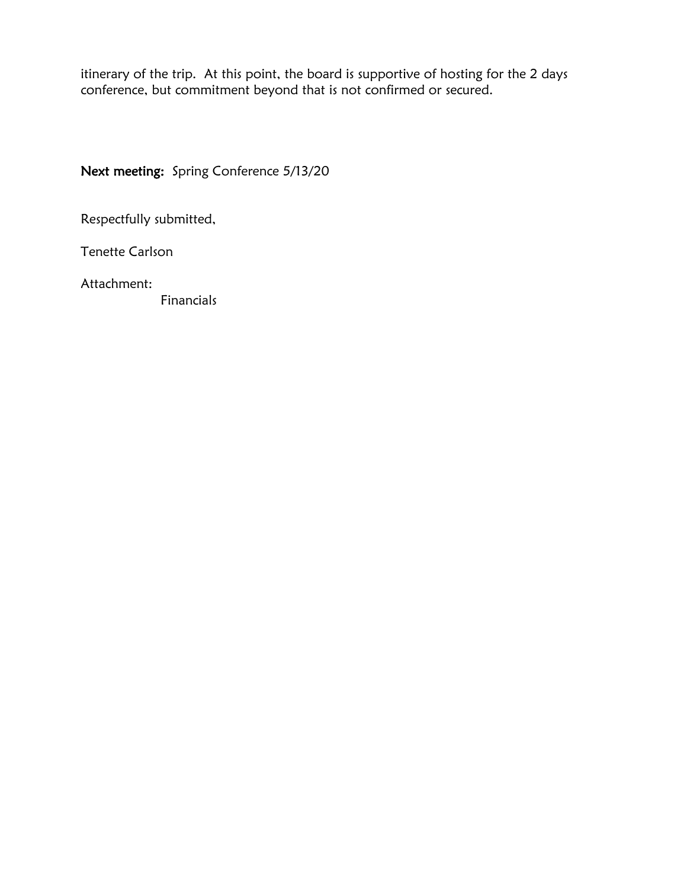itinerary of the trip. At this point, the board is supportive of hosting for the 2 days conference, but commitment beyond that is not confirmed or secured.

**Next meeting:** Spring Conference 5/13/20

Respectfully submitted,

Tenette Carlson

Attachment:

Financials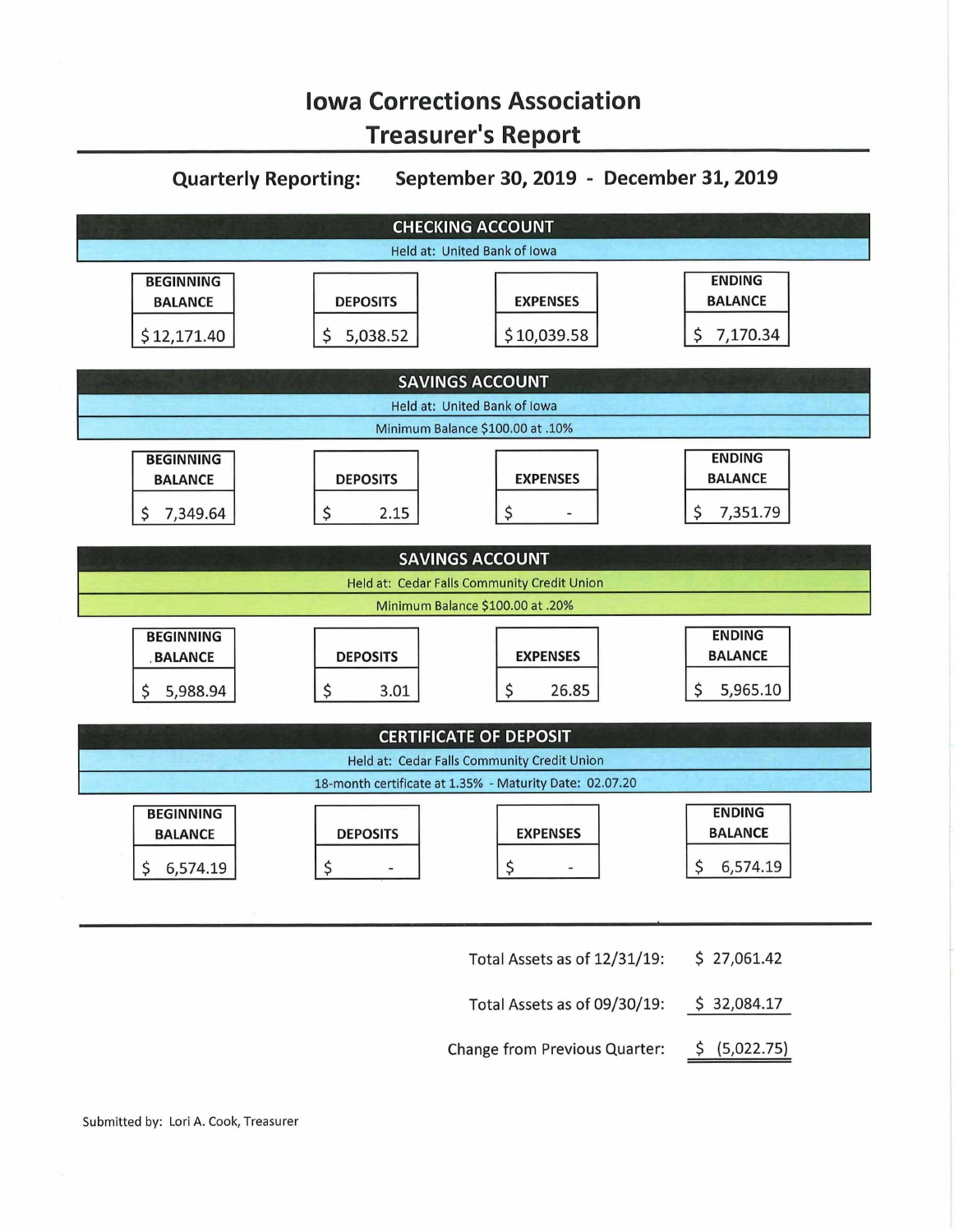# Iowa Corrections Association

## Treasurer's Report

**Quarterly Reporting: September 30, 2019 - December 31, 2019**

### CHECKING ACCOUNT

Held at: United Bank of Iowa

| BEGINNING BALANCE | DEPOSITS | EXPENSES | ENDING BALANCE |
|---|---|---|---|
| $ 12,171.40 | $ 5,038.52 | $ 10,039.58 | $ 7,170.34 |

### SAVINGS ACCOUNT

Held at: United Bank of Iowa

Minimum Balance $100.00 at .10%

| BEGINNING BALANCE | DEPOSITS | EXPENSES | ENDING BALANCE |
|---|---|---|---|
| $ 7,349.64 | $ 2.15 | $ - | $ 7,351.79 |

### SAVINGS ACCOUNT

Held at: Cedar Falls Community Credit Union

Minimum Balance $100.00 at .20%

| BEGINNING BALANCE | DEPOSITS | EXPENSES | ENDING BALANCE |
|---|---|---|---|
| $ 5,988.94 | $ 3.01 | $ 26.85 | $ 5,965.10 |

### CERTIFICATE OF DEPOSIT

Held at: Cedar Falls Community Credit Union

18-month certificate at 1.35% - Maturity Date: 02.07.20

| BEGINNING BALANCE | DEPOSITS | EXPENSES | ENDING BALANCE |
|---|---|---|---|
| $ 6,574.19 | $ - | $ - | $ 6,574.19 |

| | |
|---|---|
| Total Assets as of 12/31/19: | $ 27,061.42 |
| Total Assets as of 09/30/19: | $ 32,084.17 |
| Change from Previous Quarter: | $ (5,022.75) |

Submitted by: Lori A. Cook, Treasurer